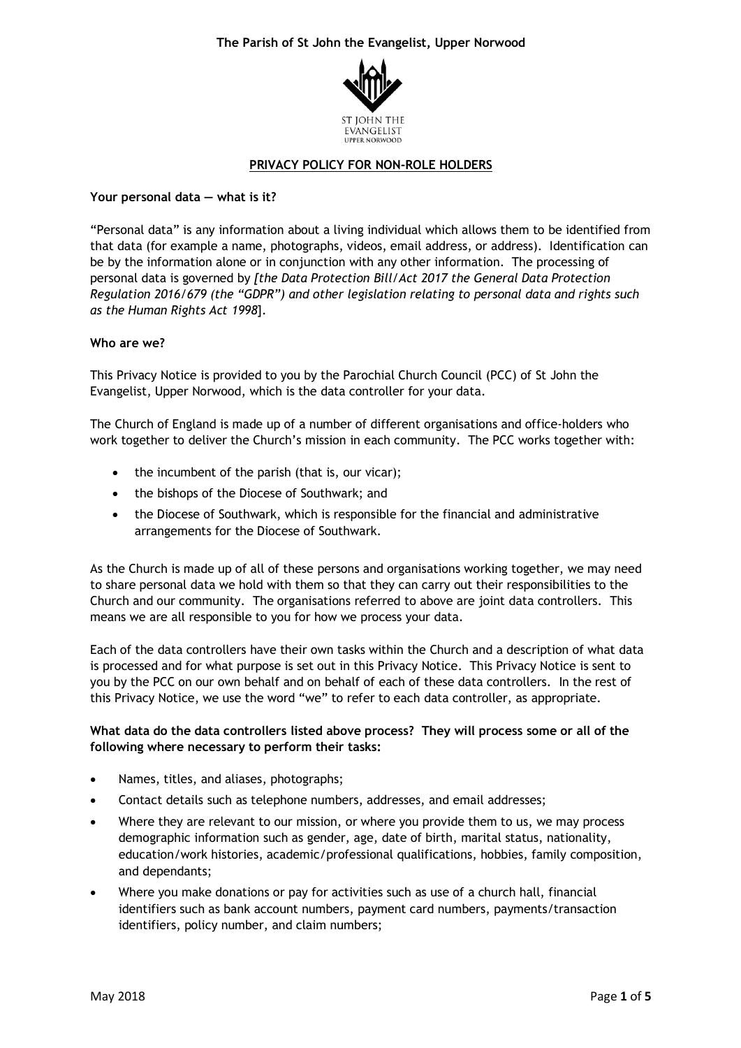The Parish of St John the Evangelist, Upper Norwood

ST JOHN THE EVANGELIST UPPER NORWOOD

# PRIVACY POLICY FOR NON-ROLE HOLDERS

**Your personal data — what is it?**

"Personal data" is any information about a living individual which allows them to be identified from that data (for example a name, photographs, videos, email address, or address). Identification can be by the information alone or in conjunction with any other information. The processing of personal data is governed by *[the Data Protection Bill/Act 2017 the General Data Protection Regulation 2016/679 (the "GDPR") and other legislation relating to personal data and rights such as the Human Rights Act 1998*].

**Who are we?**

This Privacy Notice is provided to you by the Parochial Church Council (PCC) of St John the Evangelist, Upper Norwood, which is the data controller for your data.

The Church of England is made up of a number of different organisations and office-holders who work together to deliver the Church's mission in each community. The PCC works together with:

- the incumbent of the parish (that is, our vicar);
- the bishops of the Diocese of Southwark; and
- the Diocese of Southwark, which is responsible for the financial and administrative arrangements for the Diocese of Southwark.

As the Church is made up of all of these persons and organisations working together, we may need to share personal data we hold with them so that they can carry out their responsibilities to the Church and our community. The organisations referred to above are joint data controllers. This means we are all responsible to you for how we process your data.

Each of the data controllers have their own tasks within the Church and a description of what data is processed and for what purpose is set out in this Privacy Notice. This Privacy Notice is sent to you by the PCC on our own behalf and on behalf of each of these data controllers. In the rest of this Privacy Notice, we use the word "we" to refer to each data controller, as appropriate.

**What data do the data controllers listed above process? They will process some or all of the following where necessary to perform their tasks:**

- Names, titles, and aliases, photographs;
- Contact details such as telephone numbers, addresses, and email addresses;
- Where they are relevant to our mission, or where you provide them to us, we may process demographic information such as gender, age, date of birth, marital status, nationality, education/work histories, academic/professional qualifications, hobbies, family composition, and dependants;
- Where you make donations or pay for activities such as use of a church hall, financial identifiers such as bank account numbers, payment card numbers, payments/transaction identifiers, policy number, and claim numbers;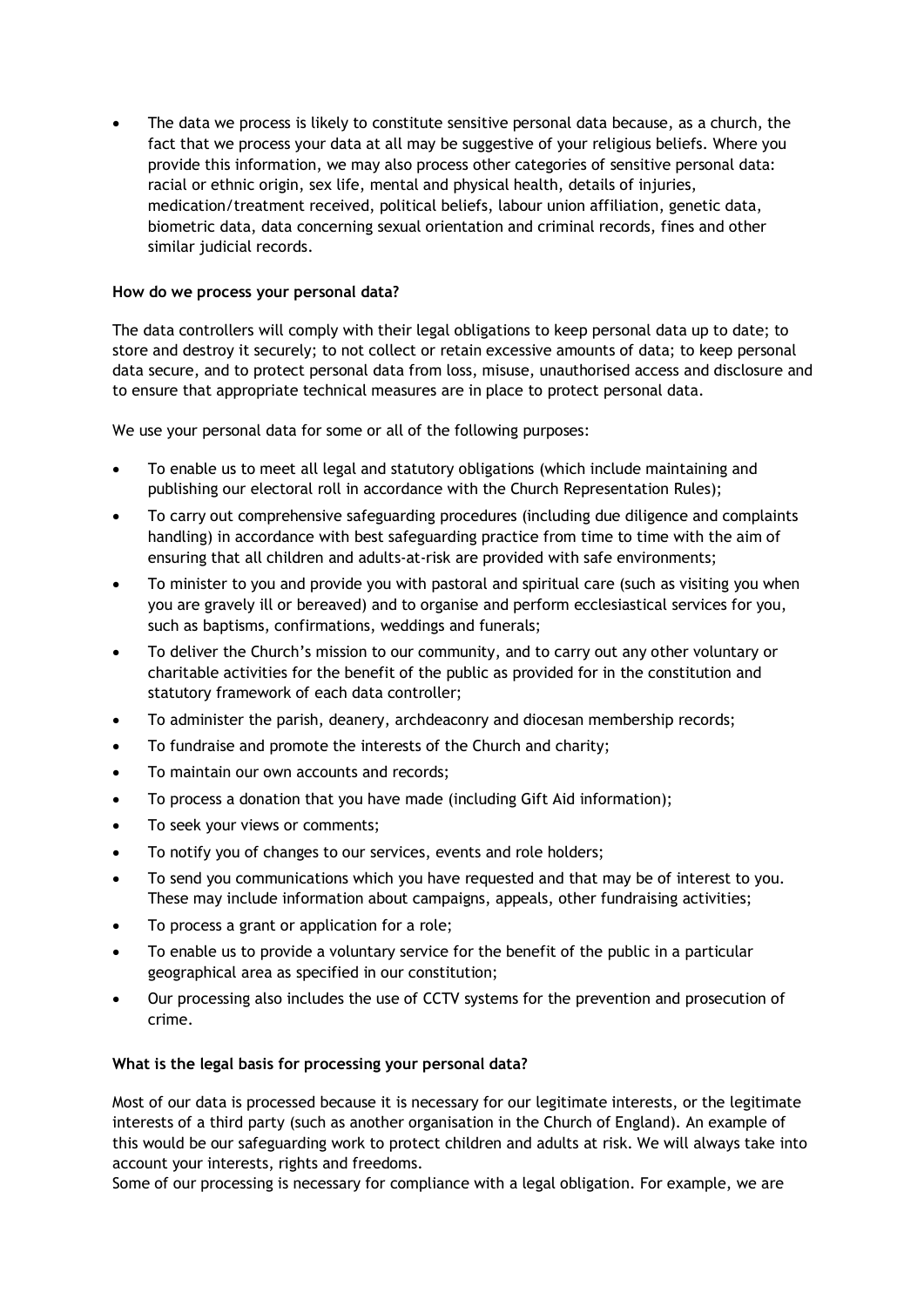- The data we process is likely to constitute sensitive personal data because, as a church, the fact that we process your data at all may be suggestive of your religious beliefs. Where you provide this information, we may also process other categories of sensitive personal data: racial or ethnic origin, sex life, mental and physical health, details of injuries, medication/treatment received, political beliefs, labour union affiliation, genetic data, biometric data, data concerning sexual orientation and criminal records, fines and other similar judicial records.

**How do we process your personal data?**

The data controllers will comply with their legal obligations to keep personal data up to date; to store and destroy it securely; to not collect or retain excessive amounts of data; to keep personal data secure, and to protect personal data from loss, misuse, unauthorised access and disclosure and to ensure that appropriate technical measures are in place to protect personal data.

We use your personal data for some or all of the following purposes:

- To enable us to meet all legal and statutory obligations (which include maintaining and publishing our electoral roll in accordance with the Church Representation Rules);
- To carry out comprehensive safeguarding procedures (including due diligence and complaints handling) in accordance with best safeguarding practice from time to time with the aim of ensuring that all children and adults-at-risk are provided with safe environments;
- To minister to you and provide you with pastoral and spiritual care (such as visiting you when you are gravely ill or bereaved) and to organise and perform ecclesiastical services for you, such as baptisms, confirmations, weddings and funerals;
- To deliver the Church's mission to our community, and to carry out any other voluntary or charitable activities for the benefit of the public as provided for in the constitution and statutory framework of each data controller;
- To administer the parish, deanery, archdeaconry and diocesan membership records;
- To fundraise and promote the interests of the Church and charity;
- To maintain our own accounts and records;
- To process a donation that you have made (including Gift Aid information);
- To seek your views or comments;
- To notify you of changes to our services, events and role holders;
- To send you communications which you have requested and that may be of interest to you. These may include information about campaigns, appeals, other fundraising activities;
- To process a grant or application for a role;
- To enable us to provide a voluntary service for the benefit of the public in a particular geographical area as specified in our constitution;
- Our processing also includes the use of CCTV systems for the prevention and prosecution of crime.

**What is the legal basis for processing your personal data?**

Most of our data is processed because it is necessary for our legitimate interests, or the legitimate interests of a third party (such as another organisation in the Church of England). An example of this would be our safeguarding work to protect children and adults at risk. We will always take into account your interests, rights and freedoms.

Some of our processing is necessary for compliance with a legal obligation. For example, we are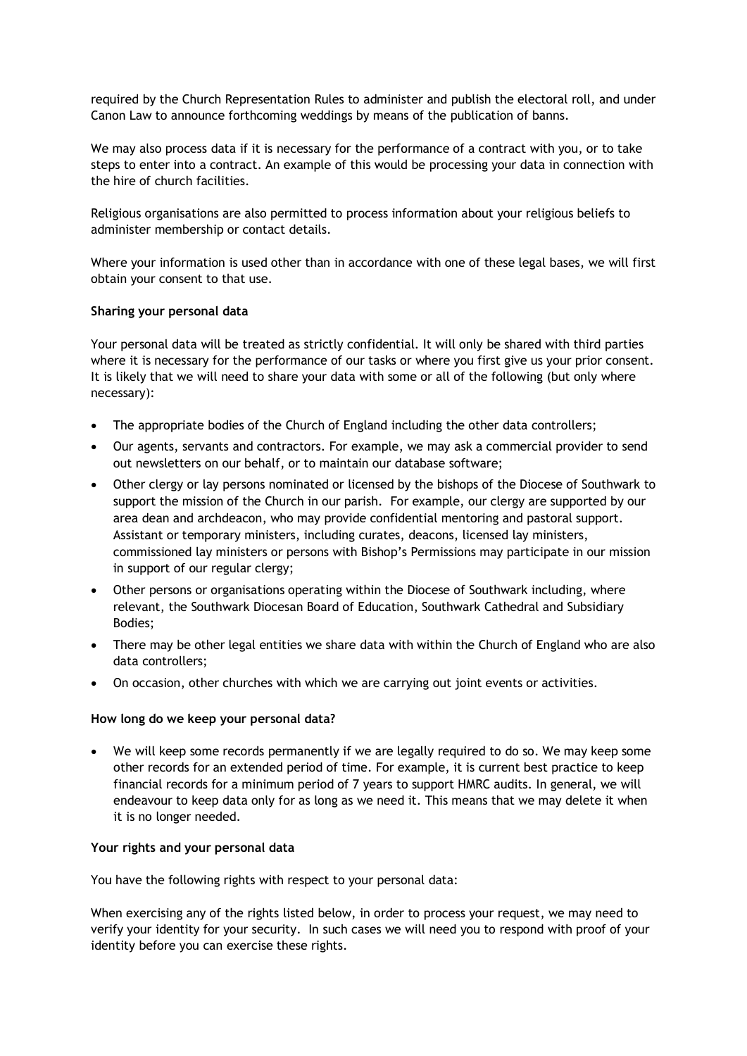required by the Church Representation Rules to administer and publish the electoral roll, and under Canon Law to announce forthcoming weddings by means of the publication of banns.

We may also process data if it is necessary for the performance of a contract with you, or to take steps to enter into a contract. An example of this would be processing your data in connection with the hire of church facilities.

Religious organisations are also permitted to process information about your religious beliefs to administer membership or contact details.

Where your information is used other than in accordance with one of these legal bases, we will first obtain your consent to that use.

**Sharing your personal data**

Your personal data will be treated as strictly confidential. It will only be shared with third parties where it is necessary for the performance of our tasks or where you first give us your prior consent. It is likely that we will need to share your data with some or all of the following (but only where necessary):

- The appropriate bodies of the Church of England including the other data controllers;
- Our agents, servants and contractors. For example, we may ask a commercial provider to send out newsletters on our behalf, or to maintain our database software;
- Other clergy or lay persons nominated or licensed by the bishops of the Diocese of Southwark to support the mission of the Church in our parish. For example, our clergy are supported by our area dean and archdeacon, who may provide confidential mentoring and pastoral support. Assistant or temporary ministers, including curates, deacons, licensed lay ministers, commissioned lay ministers or persons with Bishop's Permissions may participate in our mission in support of our regular clergy;
- Other persons or organisations operating within the Diocese of Southwark including, where relevant, the Southwark Diocesan Board of Education, Southwark Cathedral and Subsidiary Bodies;
- There may be other legal entities we share data with within the Church of England who are also data controllers;
- On occasion, other churches with which we are carrying out joint events or activities.

**How long do we keep your personal data?**

- We will keep some records permanently if we are legally required to do so. We may keep some other records for an extended period of time. For example, it is current best practice to keep financial records for a minimum period of 7 years to support HMRC audits. In general, we will endeavour to keep data only for as long as we need it. This means that we may delete it when it is no longer needed.

**Your rights and your personal data**

You have the following rights with respect to your personal data:

When exercising any of the rights listed below, in order to process your request, we may need to verify your identity for your security. In such cases we will need you to respond with proof of your identity before you can exercise these rights.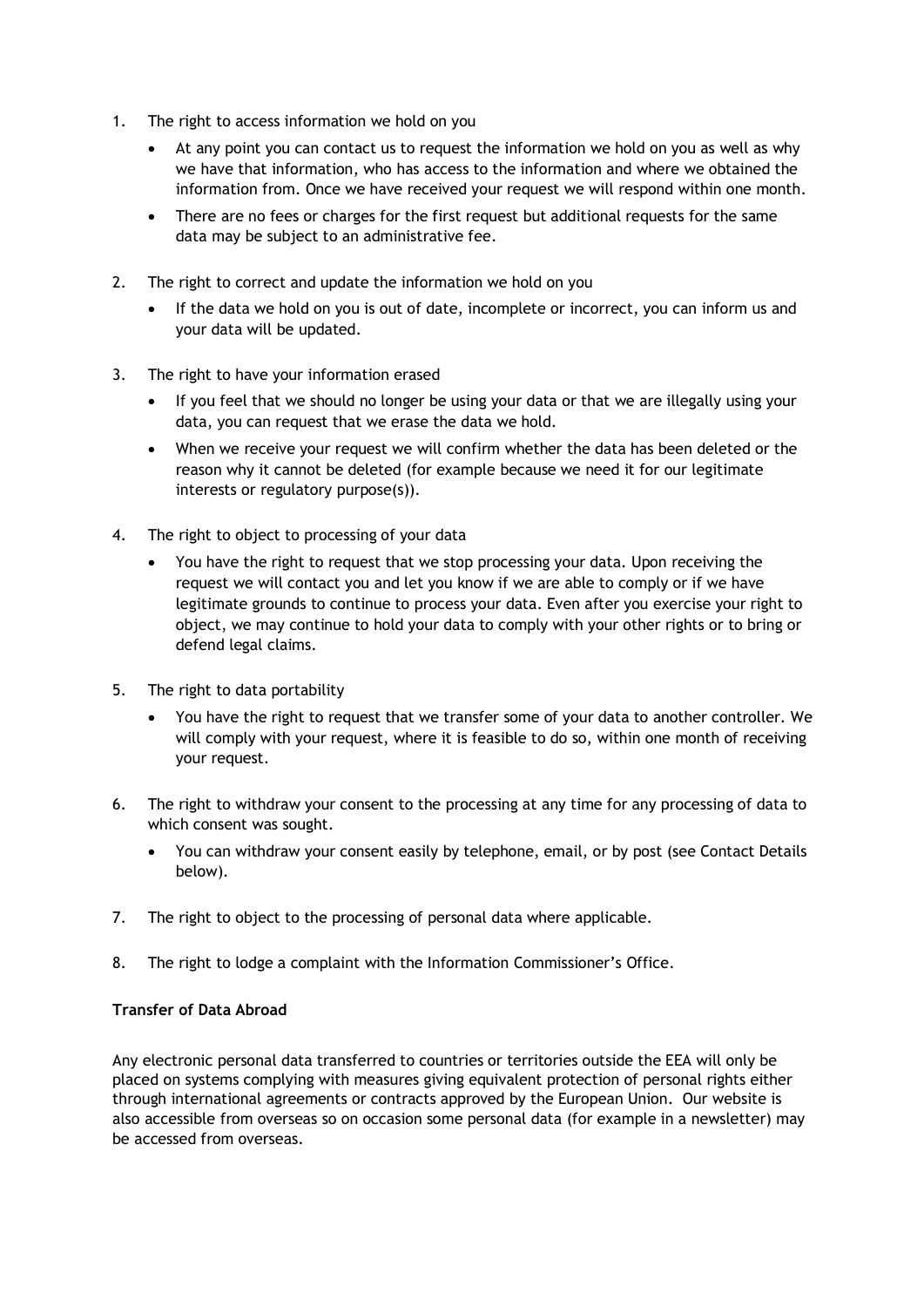1. The right to access information we hold on you
    - At any point you can contact us to request the information we hold on you as well as why we have that information, who has access to the information and where we obtained the information from. Once we have received your request we will respond within one month.
    - There are no fees or charges for the first request but additional requests for the same data may be subject to an administrative fee.
2. The right to correct and update the information we hold on you
    - If the data we hold on you is out of date, incomplete or incorrect, you can inform us and your data will be updated.
3. The right to have your information erased
    - If you feel that we should no longer be using your data or that we are illegally using your data, you can request that we erase the data we hold.
    - When we receive your request we will confirm whether the data has been deleted or the reason why it cannot be deleted (for example because we need it for our legitimate interests or regulatory purpose(s)).
4. The right to object to processing of your data
    - You have the right to request that we stop processing your data. Upon receiving the request we will contact you and let you know if we are able to comply or if we have legitimate grounds to continue to process your data. Even after you exercise your right to object, we may continue to hold your data to comply with your other rights or to bring or defend legal claims.
5. The right to data portability
    - You have the right to request that we transfer some of your data to another controller. We will comply with your request, where it is feasible to do so, within one month of receiving your request.
6. The right to withdraw your consent to the processing at any time for any processing of data to which consent was sought.
    - You can withdraw your consent easily by telephone, email, or by post (see Contact Details below).
7. The right to object to the processing of personal data where applicable.
8. The right to lodge a complaint with the Information Commissioner's Office.

**Transfer of Data Abroad**

Any electronic personal data transferred to countries or territories outside the EEA will only be placed on systems complying with measures giving equivalent protection of personal rights either through international agreements or contracts approved by the European Union. Our website is also accessible from overseas so on occasion some personal data (for example in a newsletter) may be accessed from overseas.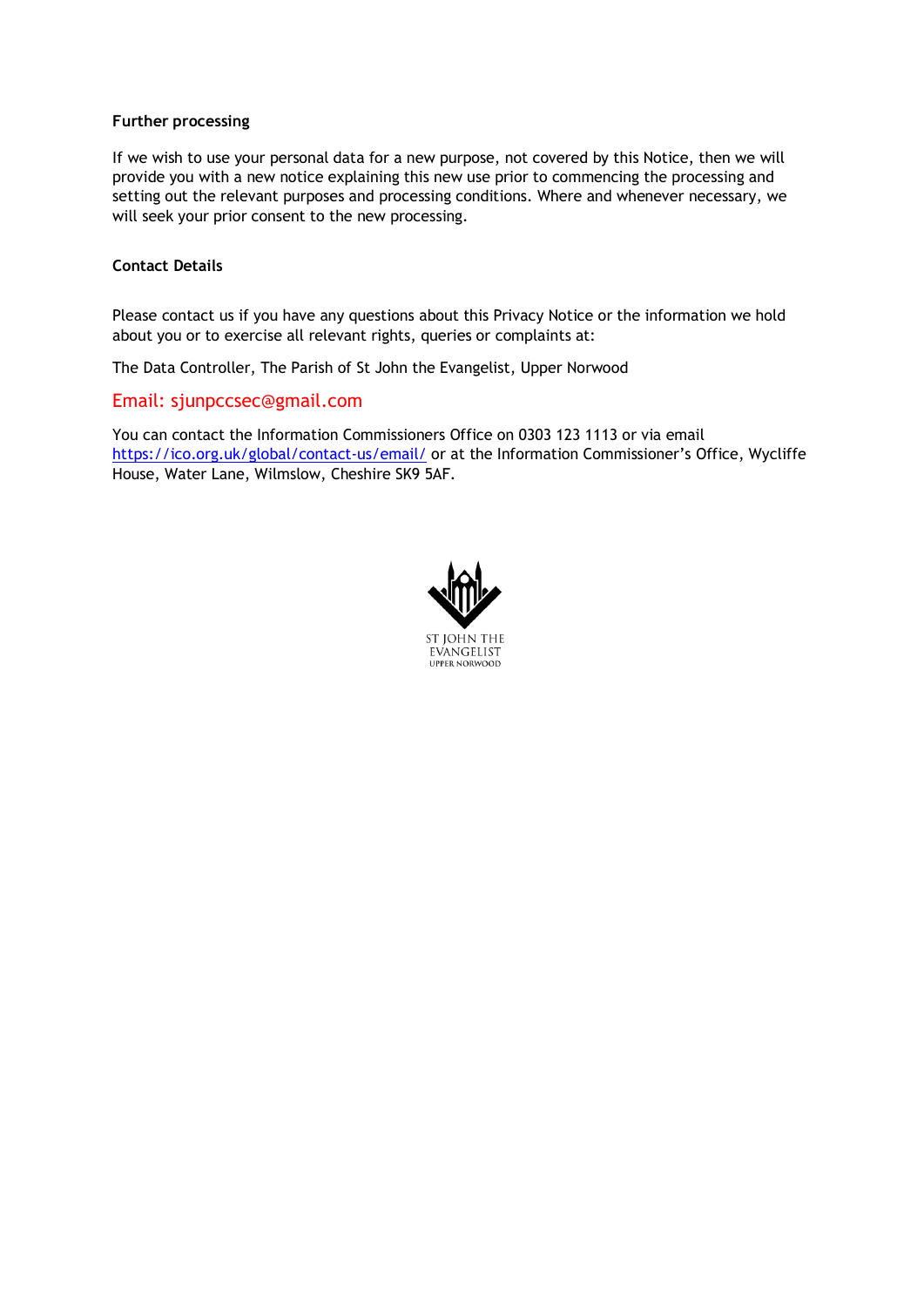**Further processing**

If we wish to use your personal data for a new purpose, not covered by this Notice, then we will provide you with a new notice explaining this new use prior to commencing the processing and setting out the relevant purposes and processing conditions. Where and whenever necessary, we will seek your prior consent to the new processing.

**Contact Details**

Please contact us if you have any questions about this Privacy Notice or the information we hold about you or to exercise all relevant rights, queries or complaints at:

The Data Controller, The Parish of St John the Evangelist, Upper Norwood

Email: sjunpccsec@gmail.com

You can contact the Information Commissioners Office on 0303 123 1113 or via email https://ico.org.uk/global/contact-us/email/ or at the Information Commissioner's Office, Wycliffe House, Water Lane, Wilmslow, Cheshire SK9 5AF.

ST JOHN THE
EVANGELIST
UPPER NORWOOD